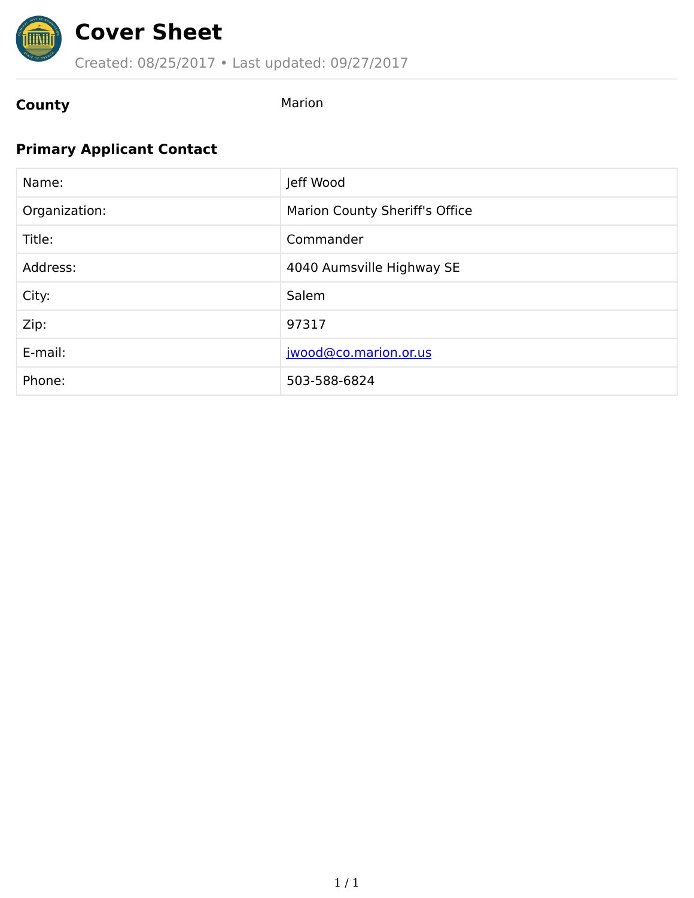# Cover Sheet

Created: 08/25/2017 • Last updated: 09/27/2017

**County** Marion

## Primary Applicant Contact

| | |
|---|---|
| Name: | Jeff Wood |
| Organization: | Marion County Sheriff's Office |
| Title: | Commander |
| Address: | 4040 Aumsville Highway SE |
| City: | Salem |
| Zip: | 97317 |
| E-mail: | jwood@co.marion.or.us |
| Phone: | 503-588-6824 |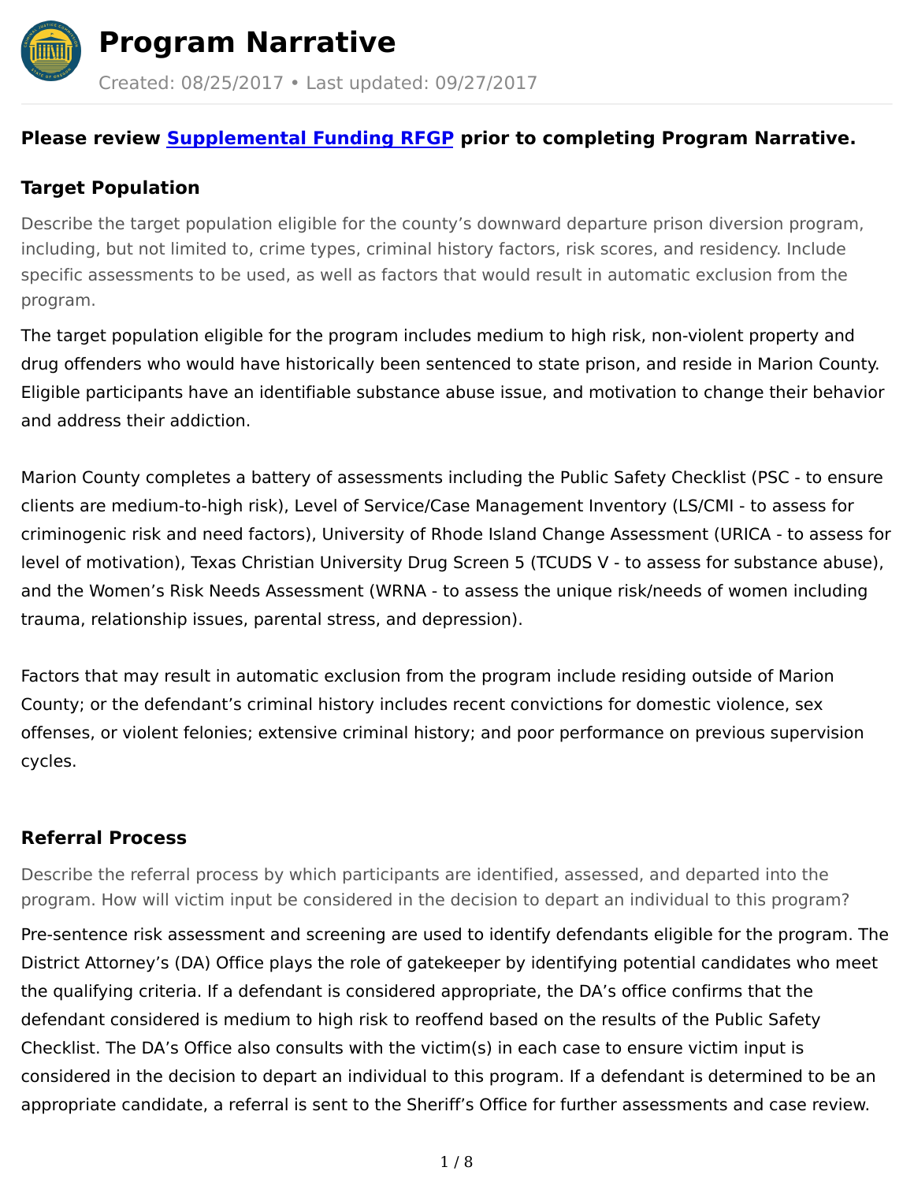# Program Narrative

Created: 08/25/2017 • Last updated: 09/27/2017

**Please review Supplemental Funding RFGP prior to completing Program Narrative.**

### Target Population

Describe the target population eligible for the county's downward departure prison diversion program, including, but not limited to, crime types, criminal history factors, risk scores, and residency. Include specific assessments to be used, as well as factors that would result in automatic exclusion from the program.

The target population eligible for the program includes medium to high risk, non-violent property and drug offenders who would have historically been sentenced to state prison, and reside in Marion County. Eligible participants have an identifiable substance abuse issue, and motivation to change their behavior and address their addiction.

Marion County completes a battery of assessments including the Public Safety Checklist (PSC - to ensure clients are medium-to-high risk), Level of Service/Case Management Inventory (LS/CMI - to assess for criminogenic risk and need factors), University of Rhode Island Change Assessment (URICA - to assess for level of motivation), Texas Christian University Drug Screen 5 (TCUDS V - to assess for substance abuse), and the Women's Risk Needs Assessment (WRNA - to assess the unique risk/needs of women including trauma, relationship issues, parental stress, and depression).

Factors that may result in automatic exclusion from the program include residing outside of Marion County; or the defendant's criminal history includes recent convictions for domestic violence, sex offenses, or violent felonies; extensive criminal history; and poor performance on previous supervision cycles.

### Referral Process

Describe the referral process by which participants are identified, assessed, and departed into the program. How will victim input be considered in the decision to depart an individual to this program?

Pre-sentence risk assessment and screening are used to identify defendants eligible for the program. The District Attorney's (DA) Office plays the role of gatekeeper by identifying potential candidates who meet the qualifying criteria. If a defendant is considered appropriate, the DA's office confirms that the defendant considered is medium to high risk to reoffend based on the results of the Public Safety Checklist. The DA's Office also consults with the victim(s) in each case to ensure victim input is considered in the decision to depart an individual to this program. If a defendant is determined to be an appropriate candidate, a referral is sent to the Sheriff's Office for further assessments and case review.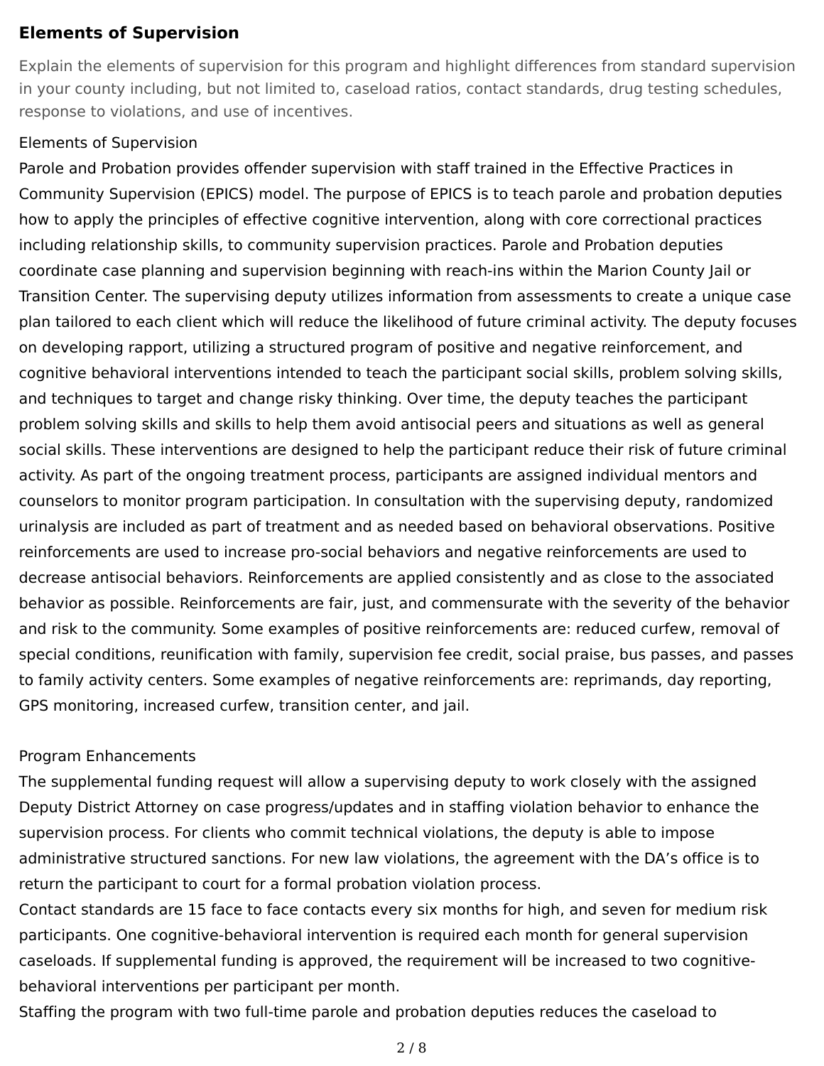## Elements of Supervision

Explain the elements of supervision for this program and highlight differences from standard supervision in your county including, but not limited to, caseload ratios, contact standards, drug testing schedules, response to violations, and use of incentives.

Elements of Supervision

Parole and Probation provides offender supervision with staff trained in the Effective Practices in Community Supervision (EPICS) model. The purpose of EPICS is to teach parole and probation deputies how to apply the principles of effective cognitive intervention, along with core correctional practices including relationship skills, to community supervision practices. Parole and Probation deputies coordinate case planning and supervision beginning with reach-ins within the Marion County Jail or Transition Center. The supervising deputy utilizes information from assessments to create a unique case plan tailored to each client which will reduce the likelihood of future criminal activity. The deputy focuses on developing rapport, utilizing a structured program of positive and negative reinforcement, and cognitive behavioral interventions intended to teach the participant social skills, problem solving skills, and techniques to target and change risky thinking. Over time, the deputy teaches the participant problem solving skills and skills to help them avoid antisocial peers and situations as well as general social skills. These interventions are designed to help the participant reduce their risk of future criminal activity. As part of the ongoing treatment process, participants are assigned individual mentors and counselors to monitor program participation. In consultation with the supervising deputy, randomized urinalysis are included as part of treatment and as needed based on behavioral observations. Positive reinforcements are used to increase pro-social behaviors and negative reinforcements are used to decrease antisocial behaviors. Reinforcements are applied consistently and as close to the associated behavior as possible. Reinforcements are fair, just, and commensurate with the severity of the behavior and risk to the community. Some examples of positive reinforcements are: reduced curfew, removal of special conditions, reunification with family, supervision fee credit, social praise, bus passes, and passes to family activity centers. Some examples of negative reinforcements are: reprimands, day reporting, GPS monitoring, increased curfew, transition center, and jail.

Program Enhancements

The supplemental funding request will allow a supervising deputy to work closely with the assigned Deputy District Attorney on case progress/updates and in staffing violation behavior to enhance the supervision process. For clients who commit technical violations, the deputy is able to impose administrative structured sanctions. For new law violations, the agreement with the DA's office is to return the participant to court for a formal probation violation process.

Contact standards are 15 face to face contacts every six months for high, and seven for medium risk participants. One cognitive-behavioral intervention is required each month for general supervision caseloads. If supplemental funding is approved, the requirement will be increased to two cognitive-behavioral interventions per participant per month.

Staffing the program with two full-time parole and probation deputies reduces the caseload to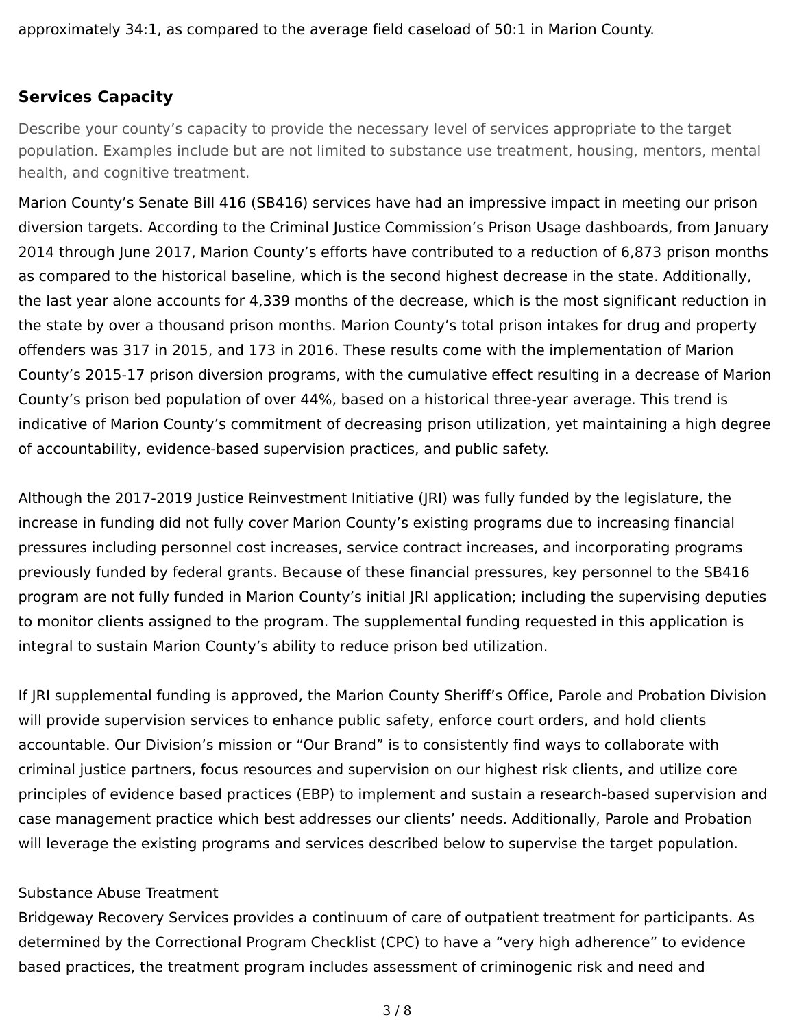approximately 34:1, as compared to the average field caseload of 50:1 in Marion County.

### Services Capacity

Describe your county's capacity to provide the necessary level of services appropriate to the target population. Examples include but are not limited to substance use treatment, housing, mentors, mental health, and cognitive treatment.

Marion County's Senate Bill 416 (SB416) services have had an impressive impact in meeting our prison diversion targets. According to the Criminal Justice Commission's Prison Usage dashboards, from January 2014 through June 2017, Marion County's efforts have contributed to a reduction of 6,873 prison months as compared to the historical baseline, which is the second highest decrease in the state. Additionally, the last year alone accounts for 4,339 months of the decrease, which is the most significant reduction in the state by over a thousand prison months. Marion County's total prison intakes for drug and property offenders was 317 in 2015, and 173 in 2016. These results come with the implementation of Marion County's 2015-17 prison diversion programs, with the cumulative effect resulting in a decrease of Marion County's prison bed population of over 44%, based on a historical three-year average. This trend is indicative of Marion County's commitment of decreasing prison utilization, yet maintaining a high degree of accountability, evidence-based supervision practices, and public safety.

Although the 2017-2019 Justice Reinvestment Initiative (JRI) was fully funded by the legislature, the increase in funding did not fully cover Marion County's existing programs due to increasing financial pressures including personnel cost increases, service contract increases, and incorporating programs previously funded by federal grants. Because of these financial pressures, key personnel to the SB416 program are not fully funded in Marion County's initial JRI application; including the supervising deputies to monitor clients assigned to the program. The supplemental funding requested in this application is integral to sustain Marion County's ability to reduce prison bed utilization.

If JRI supplemental funding is approved, the Marion County Sheriff's Office, Parole and Probation Division will provide supervision services to enhance public safety, enforce court orders, and hold clients accountable. Our Division's mission or "Our Brand" is to consistently find ways to collaborate with criminal justice partners, focus resources and supervision on our highest risk clients, and utilize core principles of evidence based practices (EBP) to implement and sustain a research-based supervision and case management practice which best addresses our clients' needs. Additionally, Parole and Probation will leverage the existing programs and services described below to supervise the target population.

Substance Abuse Treatment

Bridgeway Recovery Services provides a continuum of care of outpatient treatment for participants. As determined by the Correctional Program Checklist (CPC) to have a "very high adherence" to evidence based practices, the treatment program includes assessment of criminogenic risk and need and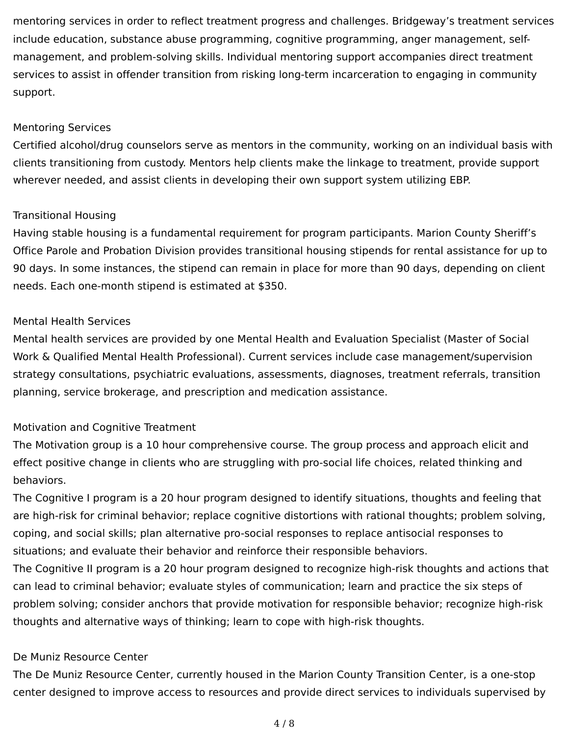mentoring services in order to reflect treatment progress and challenges. Bridgeway's treatment services include education, substance abuse programming, cognitive programming, anger management, self-management, and problem-solving skills. Individual mentoring support accompanies direct treatment services to assist in offender transition from risking long-term incarceration to engaging in community support.

### Mentoring Services

Certified alcohol/drug counselors serve as mentors in the community, working on an individual basis with clients transitioning from custody. Mentors help clients make the linkage to treatment, provide support wherever needed, and assist clients in developing their own support system utilizing EBP.

### Transitional Housing

Having stable housing is a fundamental requirement for program participants. Marion County Sheriff's Office Parole and Probation Division provides transitional housing stipends for rental assistance for up to 90 days. In some instances, the stipend can remain in place for more than 90 days, depending on client needs. Each one-month stipend is estimated at $350.

### Mental Health Services

Mental health services are provided by one Mental Health and Evaluation Specialist (Master of Social Work & Qualified Mental Health Professional). Current services include case management/supervision strategy consultations, psychiatric evaluations, assessments, diagnoses, treatment referrals, transition planning, service brokerage, and prescription and medication assistance.

### Motivation and Cognitive Treatment

The Motivation group is a 10 hour comprehensive course. The group process and approach elicit and effect positive change in clients who are struggling with pro-social life choices, related thinking and behaviors.

The Cognitive I program is a 20 hour program designed to identify situations, thoughts and feeling that are high-risk for criminal behavior; replace cognitive distortions with rational thoughts; problem solving, coping, and social skills; plan alternative pro-social responses to replace antisocial responses to situations; and evaluate their behavior and reinforce their responsible behaviors.

The Cognitive II program is a 20 hour program designed to recognize high-risk thoughts and actions that can lead to criminal behavior; evaluate styles of communication; learn and practice the six steps of problem solving; consider anchors that provide motivation for responsible behavior; recognize high-risk thoughts and alternative ways of thinking; learn to cope with high-risk thoughts.

### De Muniz Resource Center

The De Muniz Resource Center, currently housed in the Marion County Transition Center, is a one-stop center designed to improve access to resources and provide direct services to individuals supervised by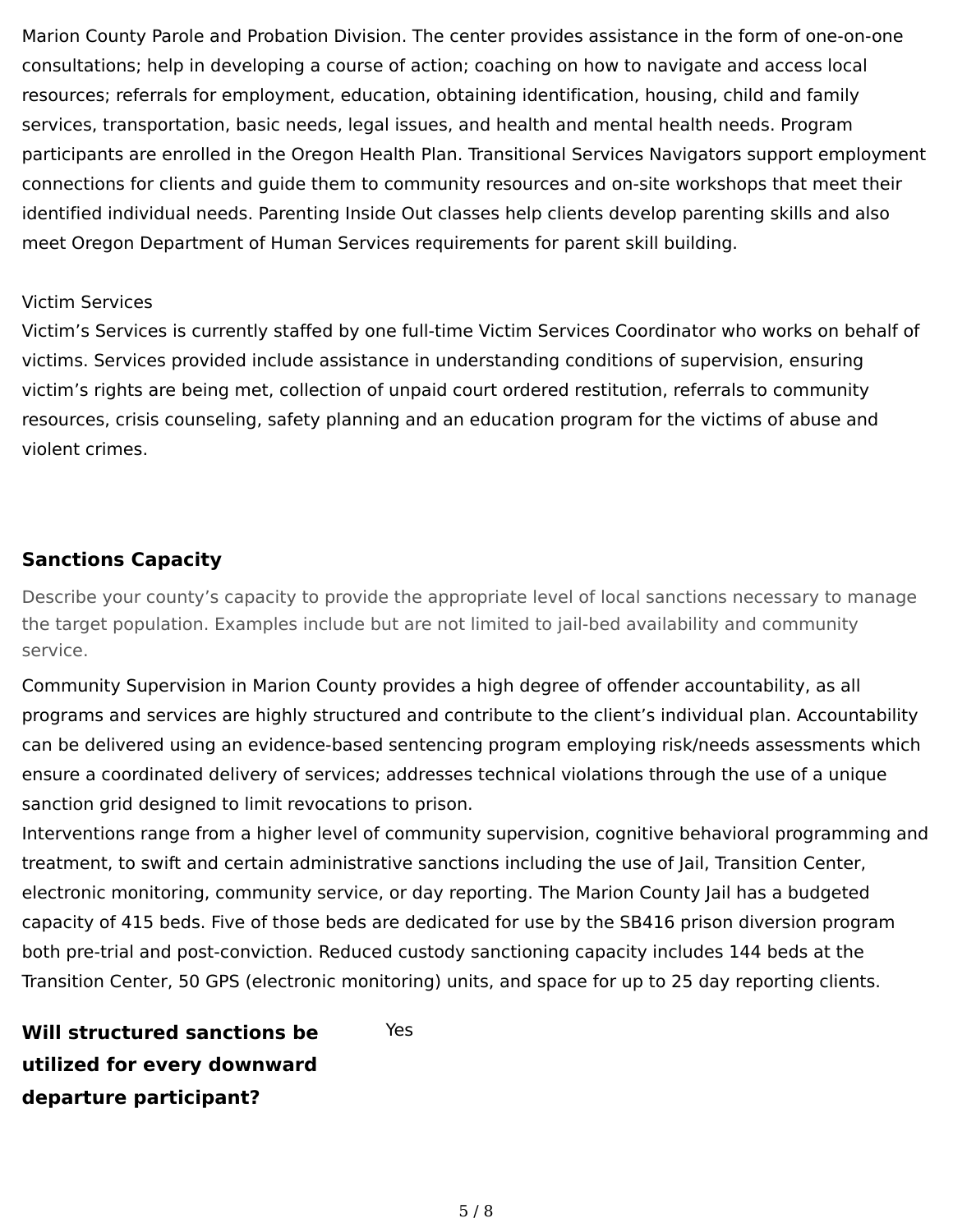Marion County Parole and Probation Division. The center provides assistance in the form of one-on-one consultations; help in developing a course of action; coaching on how to navigate and access local resources; referrals for employment, education, obtaining identification, housing, child and family services, transportation, basic needs, legal issues, and health and mental health needs. Program participants are enrolled in the Oregon Health Plan. Transitional Services Navigators support employment connections for clients and guide them to community resources and on-site workshops that meet their identified individual needs. Parenting Inside Out classes help clients develop parenting skills and also meet Oregon Department of Human Services requirements for parent skill building.

Victim Services

Victim's Services is currently staffed by one full-time Victim Services Coordinator who works on behalf of victims. Services provided include assistance in understanding conditions of supervision, ensuring victim's rights are being met, collection of unpaid court ordered restitution, referrals to community resources, crisis counseling, safety planning and an education program for the victims of abuse and violent crimes.

## Sanctions Capacity

Describe your county's capacity to provide the appropriate level of local sanctions necessary to manage the target population. Examples include but are not limited to jail-bed availability and community service.

Community Supervision in Marion County provides a high degree of offender accountability, as all programs and services are highly structured and contribute to the client's individual plan. Accountability can be delivered using an evidence-based sentencing program employing risk/needs assessments which ensure a coordinated delivery of services; addresses technical violations through the use of a unique sanction grid designed to limit revocations to prison.

Interventions range from a higher level of community supervision, cognitive behavioral programming and treatment, to swift and certain administrative sanctions including the use of Jail, Transition Center, electronic monitoring, community service, or day reporting. The Marion County Jail has a budgeted capacity of 415 beds. Five of those beds are dedicated for use by the SB416 prison diversion program both pre-trial and post-conviction. Reduced custody sanctioning capacity includes 144 beds at the Transition Center, 50 GPS (electronic monitoring) units, and space for up to 25 day reporting clients.

**Will structured sanctions be utilized for every downward departure participant?** Yes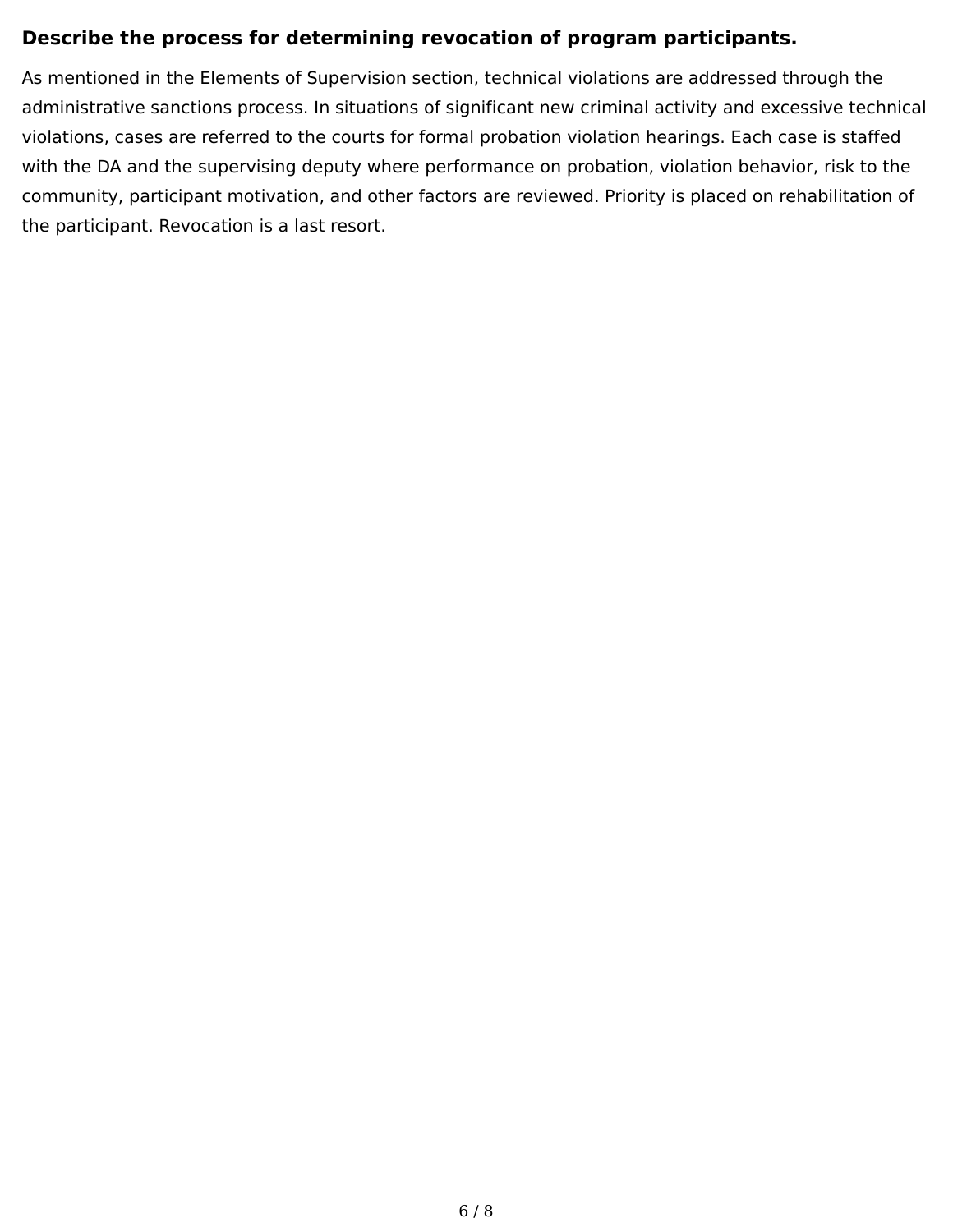### Describe the process for determining revocation of program participants.

As mentioned in the Elements of Supervision section, technical violations are addressed through the administrative sanctions process. In situations of significant new criminal activity and excessive technical violations, cases are referred to the courts for formal probation violation hearings. Each case is staffed with the DA and the supervising deputy where performance on probation, violation behavior, risk to the community, participant motivation, and other factors are reviewed. Priority is placed on rehabilitation of the participant. Revocation is a last resort.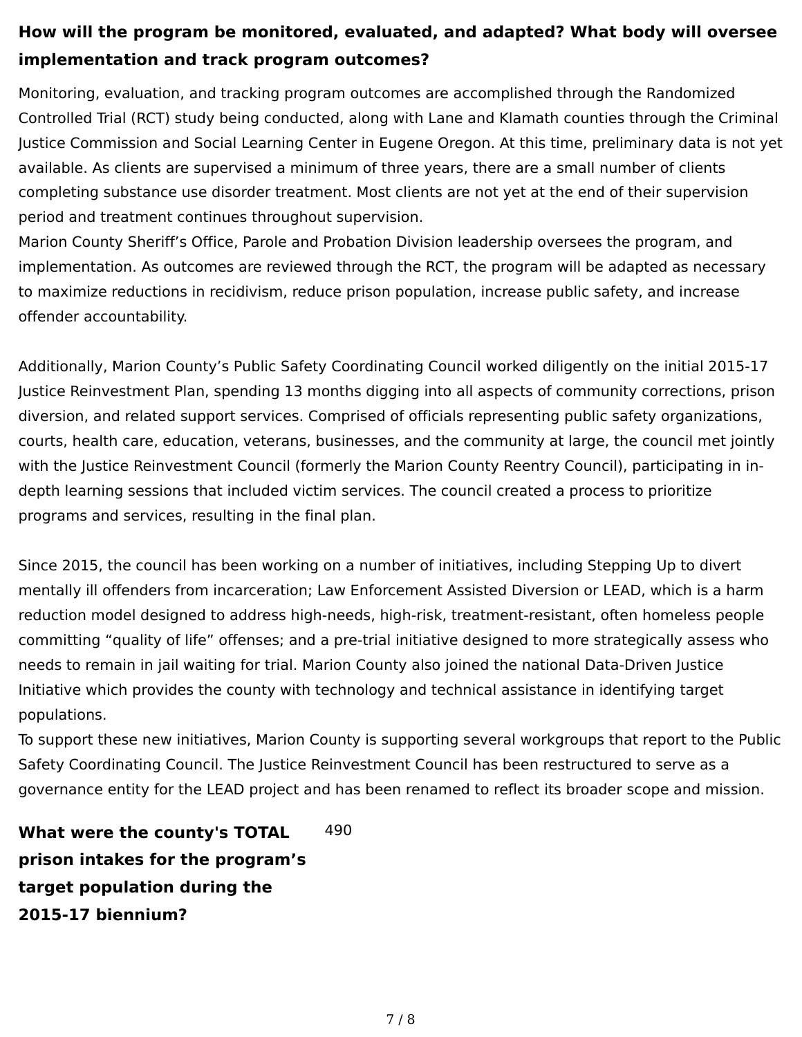**How will the program be monitored, evaluated, and adapted? What body will oversee implementation and track program outcomes?**

Monitoring, evaluation, and tracking program outcomes are accomplished through the Randomized Controlled Trial (RCT) study being conducted, along with Lane and Klamath counties through the Criminal Justice Commission and Social Learning Center in Eugene Oregon. At this time, preliminary data is not yet available. As clients are supervised a minimum of three years, there are a small number of clients completing substance use disorder treatment. Most clients are not yet at the end of their supervision period and treatment continues throughout supervision.
Marion County Sheriff's Office, Parole and Probation Division leadership oversees the program, and implementation. As outcomes are reviewed through the RCT, the program will be adapted as necessary to maximize reductions in recidivism, reduce prison population, increase public safety, and increase offender accountability.

Additionally, Marion County's Public Safety Coordinating Council worked diligently on the initial 2015-17 Justice Reinvestment Plan, spending 13 months digging into all aspects of community corrections, prison diversion, and related support services. Comprised of officials representing public safety organizations, courts, health care, education, veterans, businesses, and the community at large, the council met jointly with the Justice Reinvestment Council (formerly the Marion County Reentry Council), participating in in-depth learning sessions that included victim services. The council created a process to prioritize programs and services, resulting in the final plan.

Since 2015, the council has been working on a number of initiatives, including Stepping Up to divert mentally ill offenders from incarceration; Law Enforcement Assisted Diversion or LEAD, which is a harm reduction model designed to address high-needs, high-risk, treatment-resistant, often homeless people committing "quality of life" offenses; and a pre-trial initiative designed to more strategically assess who needs to remain in jail waiting for trial. Marion County also joined the national Data-Driven Justice Initiative which provides the county with technology and technical assistance in identifying target populations.
To support these new initiatives, Marion County is supporting several workgroups that report to the Public Safety Coordinating Council. The Justice Reinvestment Council has been restructured to serve as a governance entity for the LEAD project and has been renamed to reflect its broader scope and mission.

**What were the county's TOTAL prison intakes for the program's target population during the 2015-17 biennium?**

490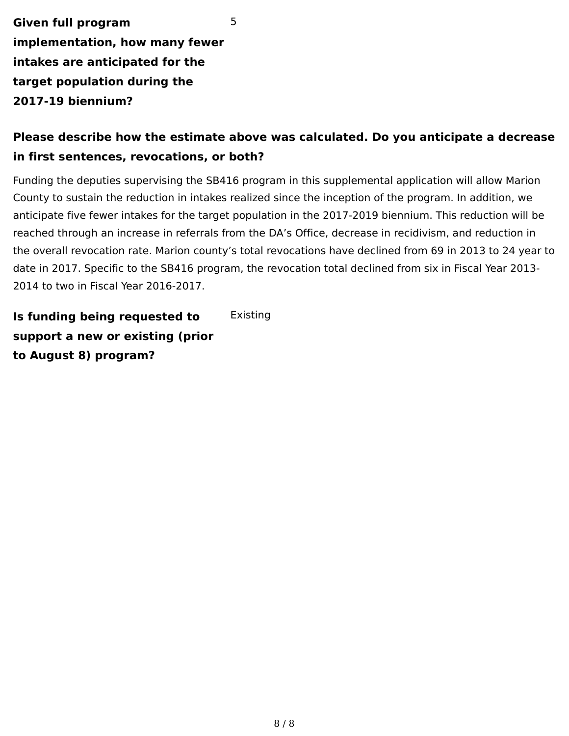**Given full program implementation, how many fewer intakes are anticipated for the target population during the 2017-19 biennium?**

5

### Please describe how the estimate above was calculated. Do you anticipate a decrease in first sentences, revocations, or both?

Funding the deputies supervising the SB416 program in this supplemental application will allow Marion County to sustain the reduction in intakes realized since the inception of the program. In addition, we anticipate five fewer intakes for the target population in the 2017-2019 biennium. This reduction will be reached through an increase in referrals from the DA's Office, decrease in recidivism, and reduction in the overall revocation rate. Marion county's total revocations have declined from 69 in 2013 to 24 year to date in 2017. Specific to the SB416 program, the revocation total declined from six in Fiscal Year 2013-2014 to two in Fiscal Year 2016-2017.

**Is funding being requested to support a new or existing (prior to August 8) program?**

Existing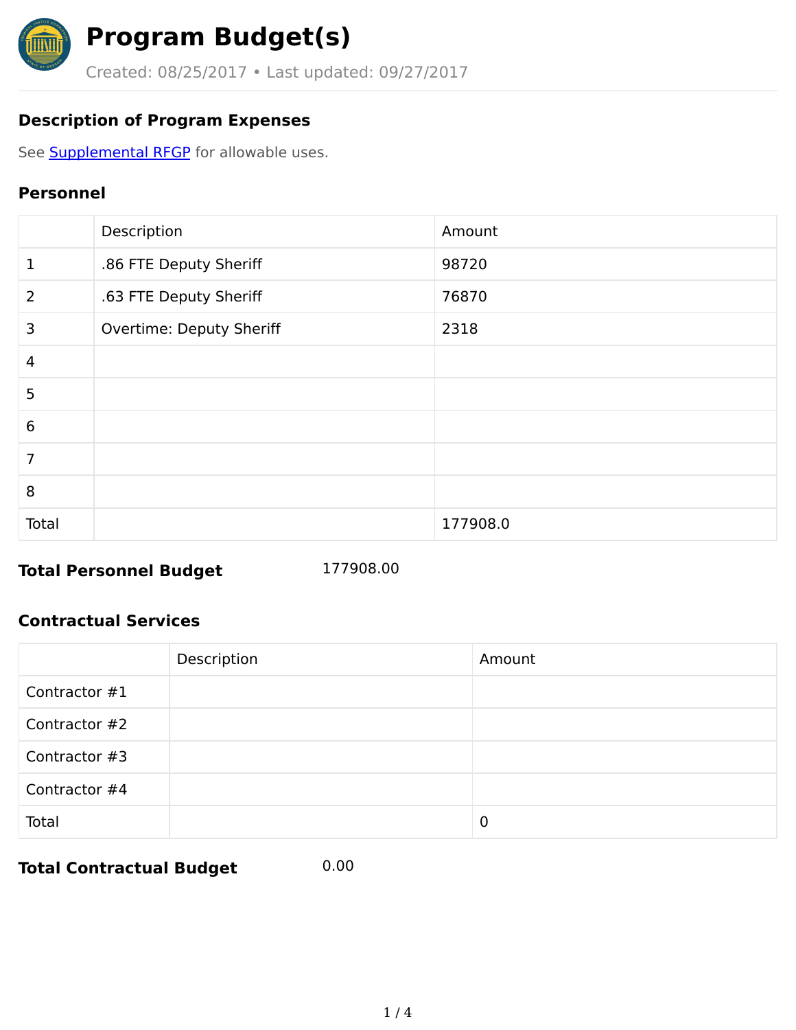# Program Budget(s)

Created: 08/25/2017 • Last updated: 09/27/2017

### Description of Program Expenses

See [Supplemental RFGP](Supplemental RFGP) for allowable uses.

### Personnel

| | Description | Amount |
|---|---|---|
| 1 | .86 FTE Deputy Sheriff | 98720 |
| 2 | .63 FTE Deputy Sheriff | 76870 |
| 3 | Overtime: Deputy Sheriff | 2318 |
| 4 | | |
| 5 | | |
| 6 | | |
| 7 | | |
| 8 | | |
| Total | | 177908.0 |

**Total Personnel Budget** 177908.00

### Contractual Services

| | Description | Amount |
|---|---|---|
| Contractor #1 | | |
| Contractor #2 | | |
| Contractor #3 | | |
| Contractor #4 | | |
| Total | | 0 |

**Total Contractual Budget** 0.00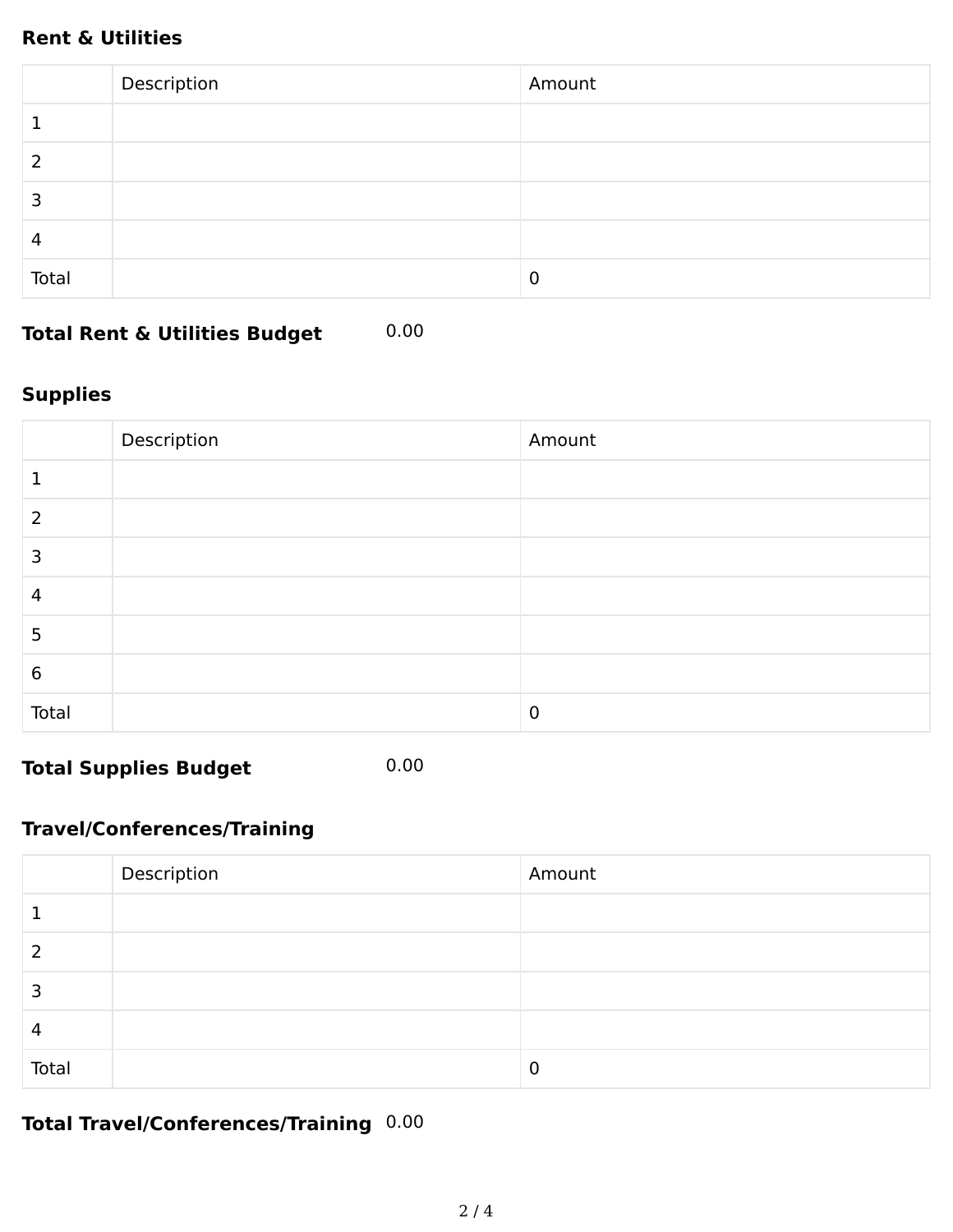**Rent & Utilities**

| | Description | Amount |
|---|---|---|
| 1 | | |
| 2 | | |
| 3 | | |
| 4 | | |
| Total | | 0 |

**Total Rent & Utilities Budget** 0.00

**Supplies**

| | Description | Amount |
|---|---|---|
| 1 | | |
| 2 | | |
| 3 | | |
| 4 | | |
| 5 | | |
| 6 | | |
| Total | | 0 |

**Total Supplies Budget** 0.00

**Travel/Conferences/Training**

| | Description | Amount |
|---|---|---|
| 1 | | |
| 2 | | |
| 3 | | |
| 4 | | |
| Total | | 0 |

**Total Travel/Conferences/Training** 0.00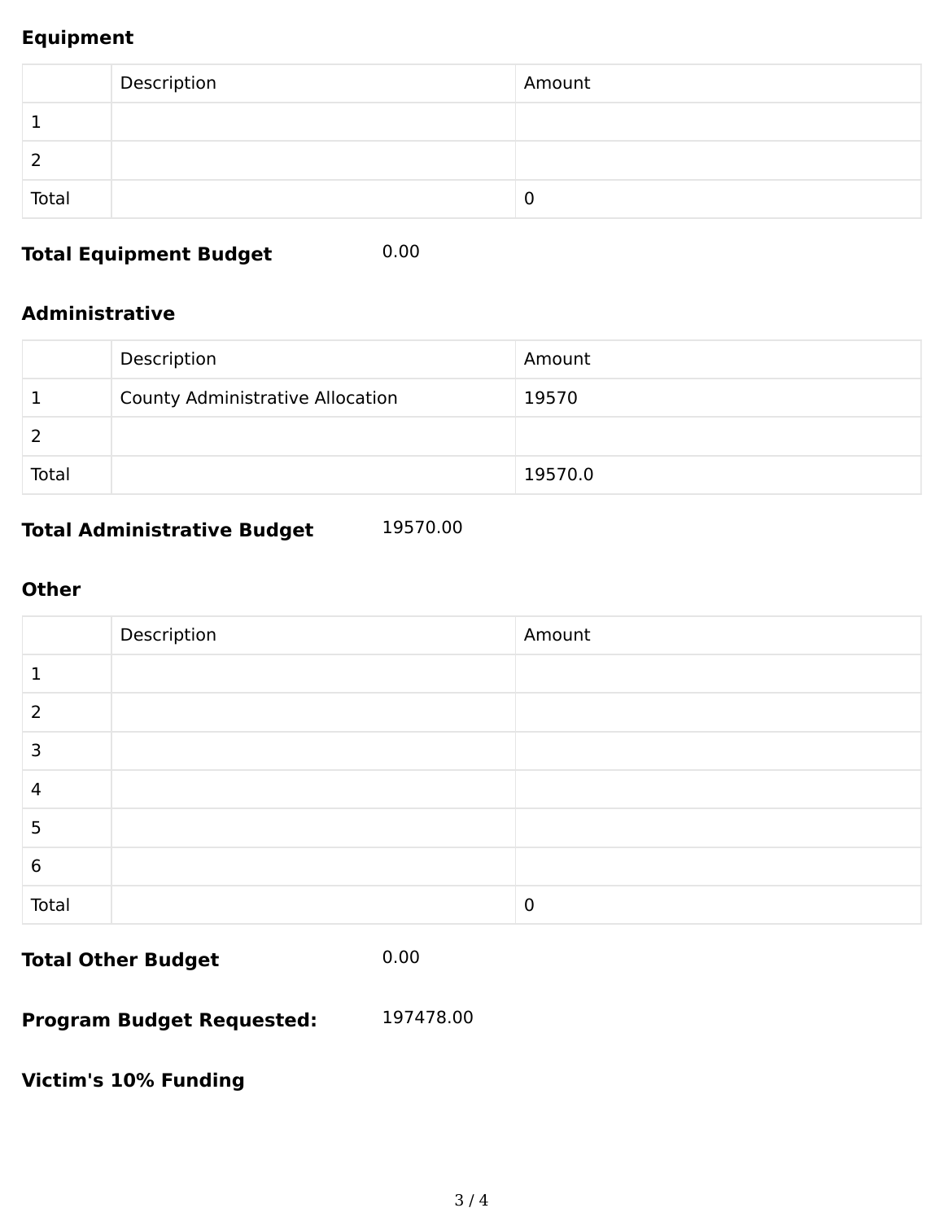### Equipment

| | Description | Amount |
|---|---|---|
| 1 | | |
| 2 | | |
| Total | | 0 |

**Total Equipment Budget** 0.00

### Administrative

| | Description | Amount |
|---|---|---|
| 1 | County Administrative Allocation | 19570 |
| 2 | | |
| Total | | 19570.0 |

**Total Administrative Budget** 19570.00

### Other

| | Description | Amount |
|---|---|---|
| 1 | | |
| 2 | | |
| 3 | | |
| 4 | | |
| 5 | | |
| 6 | | |
| Total | | 0 |

**Total Other Budget** 0.00

**Program Budget Requested:** 197478.00

### Victim's 10% Funding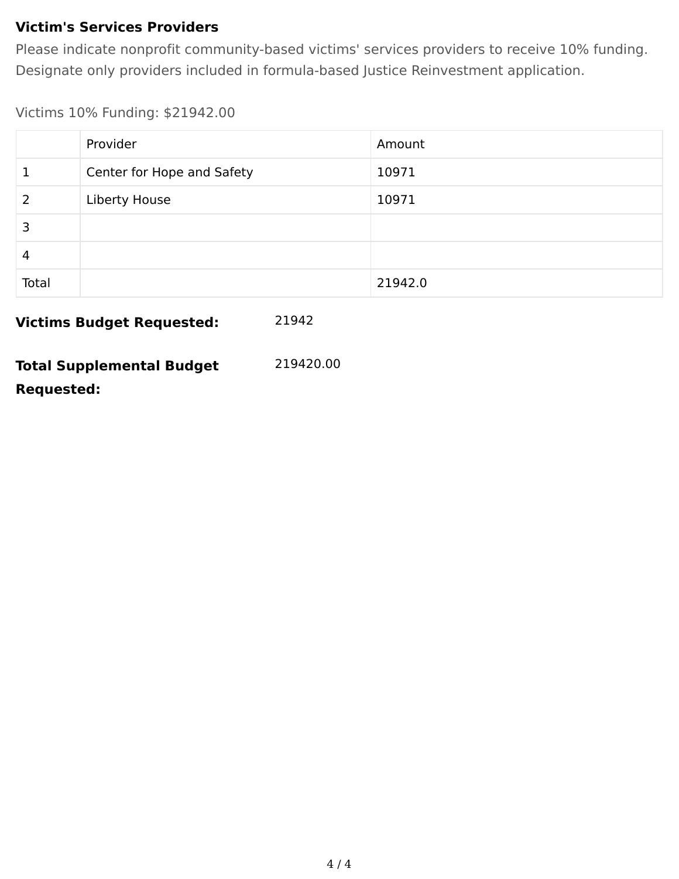**Victim's Services Providers**

Please indicate nonprofit community-based victims' services providers to receive 10% funding. Designate only providers included in formula-based Justice Reinvestment application.

Victims 10% Funding: $21942.00

| | Provider | Amount |
|---|---|---|
| 1 | Center for Hope and Safety | 10971 |
| 2 | Liberty House | 10971 |
| 3 | | |
| 4 | | |
| Total | | 21942.0 |

**Victims Budget Requested:** 21942

**Total Supplemental Budget Requested:** 219420.00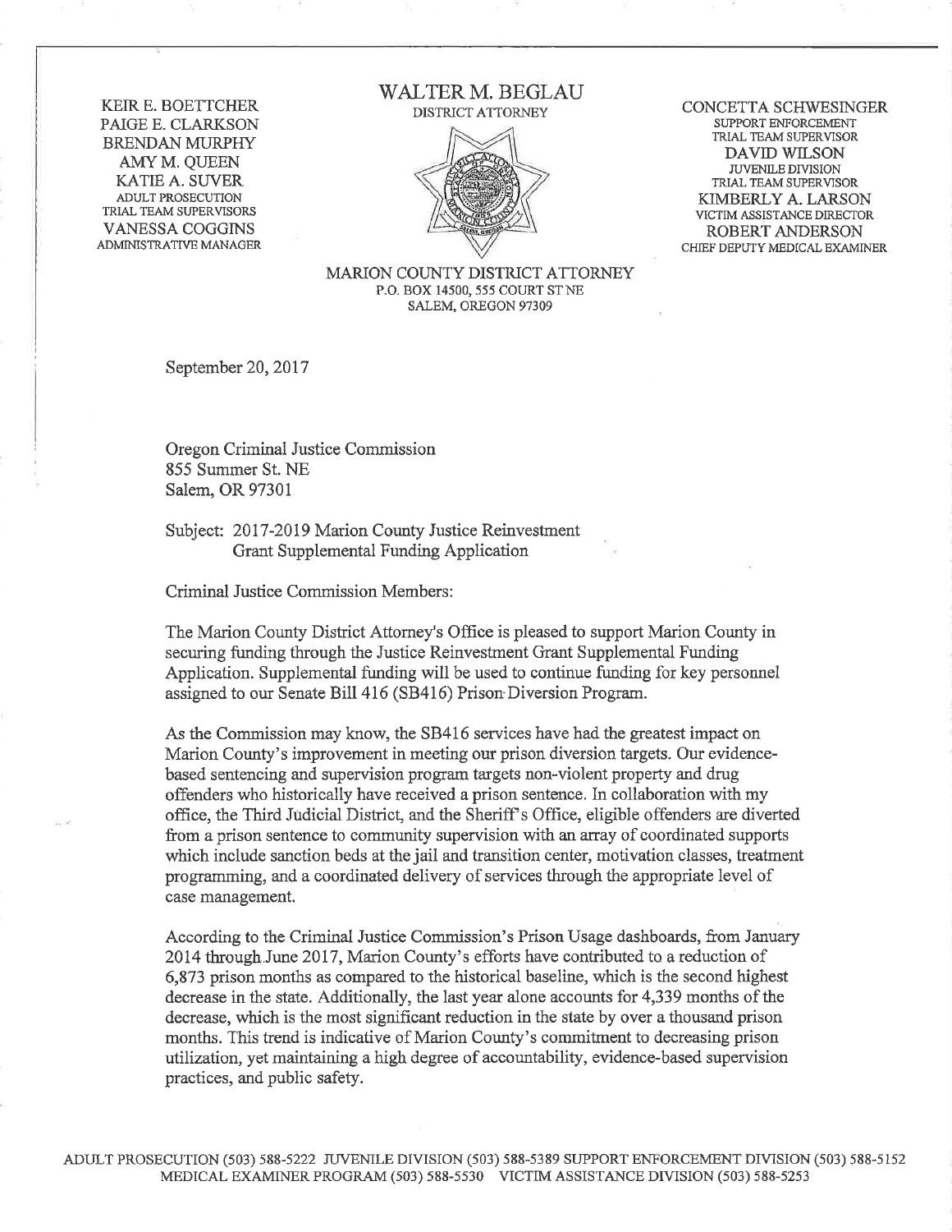KEIR E. BOETTCHER
PAIGE E. CLARKSON
BRENDAN MURPHY
AMY M. QUEEN
KATIE A. SUVER
ADULT PROSECUTION
TRIAL TEAM SUPERVISORS
VANESSA COGGINS
ADMINISTRATIVE MANAGER

WALTER M. BEGLAU
DISTRICT ATTORNEY

CONCETTA SCHWESINGER
SUPPORT ENFORCEMENT
TRIAL TEAM SUPERVISOR
DAVID WILSON
JUVENILE DIVISION
TRIAL TEAM SUPERVISOR
KIMBERLY A. LARSON
VICTIM ASSISTANCE DIRECTOR
ROBERT ANDERSON
CHIEF DEPUTY MEDICAL EXAMINER

MARION COUNTY DISTRICT ATTORNEY
P.O. BOX 14500, 555 COURT ST NE
SALEM, OREGON 97309

September 20, 2017

Oregon Criminal Justice Commission
855 Summer St. NE
Salem, OR 97301

Subject: 2017-2019 Marion County Justice Reinvestment Grant Supplemental Funding Application

Criminal Justice Commission Members:

The Marion County District Attorney's Office is pleased to support Marion County in securing funding through the Justice Reinvestment Grant Supplemental Funding Application. Supplemental funding will be used to continue funding for key personnel assigned to our Senate Bill 416 (SB416) Prison Diversion Program.

As the Commission may know, the SB416 services have had the greatest impact on Marion County's improvement in meeting our prison diversion targets. Our evidence-based sentencing and supervision program targets non-violent property and drug offenders who historically have received a prison sentence. In collaboration with my office, the Third Judicial District, and the Sheriff's Office, eligible offenders are diverted from a prison sentence to community supervision with an array of coordinated supports which include sanction beds at the jail and transition center, motivation classes, treatment programming, and a coordinated delivery of services through the appropriate level of case management.

According to the Criminal Justice Commission's Prison Usage dashboards, from January 2014 through June 2017, Marion County's efforts have contributed to a reduction of 6,873 prison months as compared to the historical baseline, which is the second highest decrease in the state. Additionally, the last year alone accounts for 4,339 months of the decrease, which is the most significant reduction in the state by over a thousand prison months. This trend is indicative of Marion County's commitment to decreasing prison utilization, yet maintaining a high degree of accountability, evidence-based supervision practices, and public safety.

ADULT PROSECUTION (503) 588-5222 JUVENILE DIVISION (503) 588-5389 SUPPORT ENFORCEMENT DIVISION (503) 588-5152
MEDICAL EXAMINER PROGRAM (503) 588-5530 VICTIM ASSISTANCE DIVISION (503) 588-5253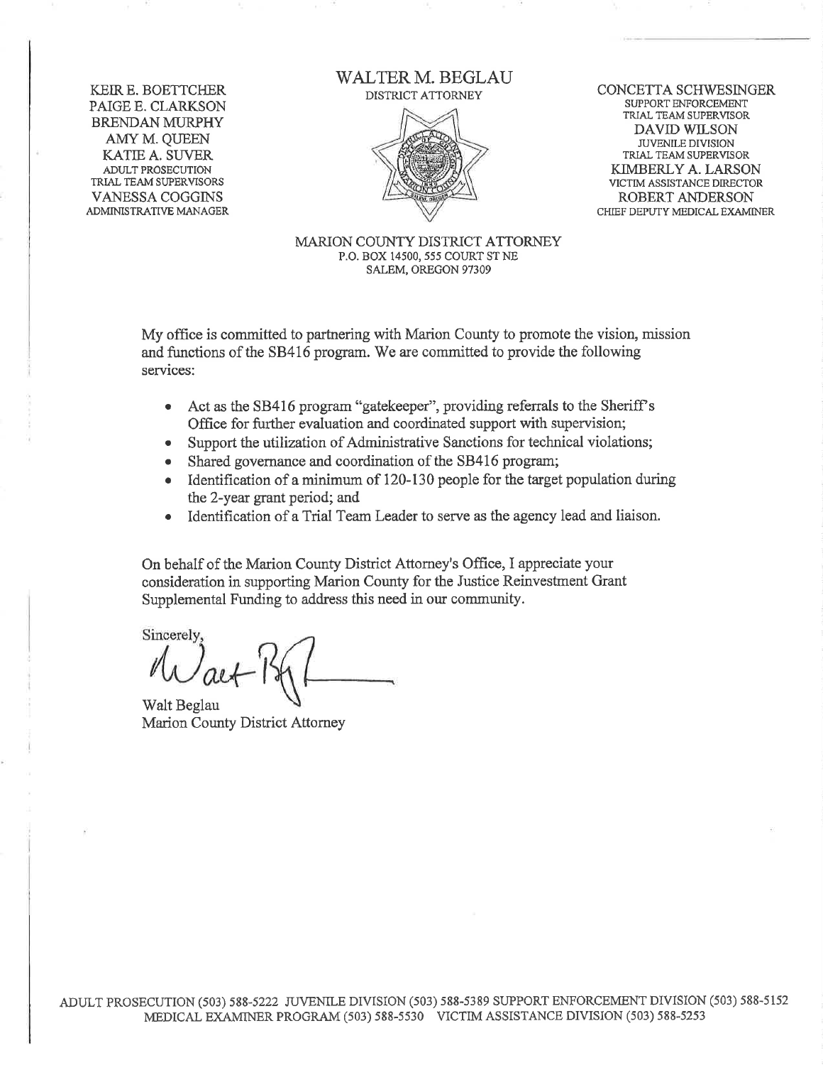KEIR E. BOETTCHER
PAIGE E. CLARKSON
BRENDAN MURPHY
AMY M. QUEEN
KATIE A. SUVER
ADULT PROSECUTION
TRIAL TEAM SUPERVISORS
VANESSA COGGINS
ADMINISTRATIVE MANAGER

# WALTER M. BEGLAU

DISTRICT ATTORNEY

CONCETTA SCHWESINGER
SUPPORT ENFORCEMENT
TRIAL TEAM SUPERVISOR
DAVID WILSON
JUVENILE DIVISION
TRIAL TEAM SUPERVISOR
KIMBERLY A. LARSON
VICTIM ASSISTANCE DIRECTOR
ROBERT ANDERSON
CHIEF DEPUTY MEDICAL EXAMINER

MARION COUNTY DISTRICT ATTORNEY
P.O. BOX 14500, 555 COURT ST NE
SALEM, OREGON 97309

My office is committed to partnering with Marion County to promote the vision, mission and functions of the SB416 program. We are committed to provide the following services:

- Act as the SB416 program "gatekeeper", providing referrals to the Sheriff's Office for further evaluation and coordinated support with supervision;
- Support the utilization of Administrative Sanctions for technical violations;
- Shared governance and coordination of the SB416 program;
- Identification of a minimum of 120-130 people for the target population during the 2-year grant period; and
- Identification of a Trial Team Leader to serve as the agency lead and liaison.

On behalf of the Marion County District Attorney's Office, I appreciate your consideration in supporting Marion County for the Justice Reinvestment Grant Supplemental Funding to address this need in our community.

Sincerely,

Walt Beglau
Marion County District Attorney

ADULT PROSECUTION (503) 588-5222 JUVENILE DIVISION (503) 588-5389 SUPPORT ENFORCEMENT DIVISION (503) 588-5152
MEDICAL EXAMINER PROGRAM (503) 588-5530 VICTIM ASSISTANCE DIVISION (503) 588-5253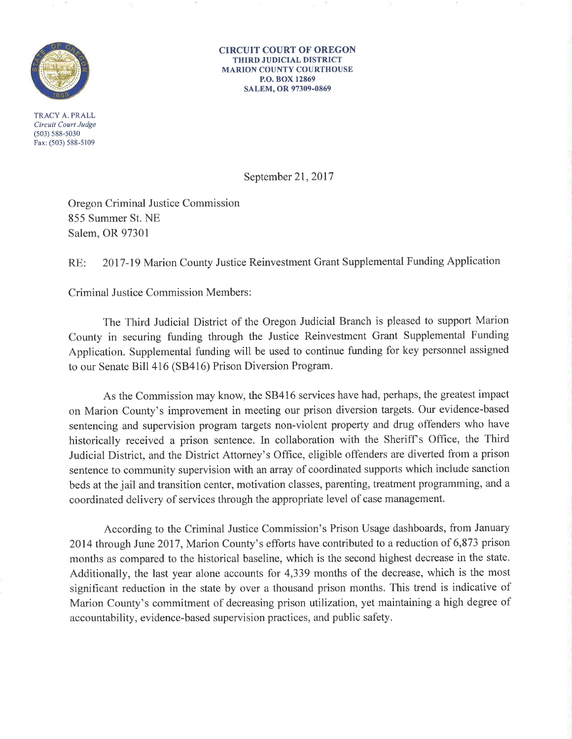**CIRCUIT COURT OF OREGON**
**THIRD JUDICIAL DISTRICT**
**MARION COUNTY COURTHOUSE**
**P.O. BOX 12869**
**SALEM, OR 97309-0869**

TRACY A. PRALL
*Circuit Court Judge*
(503) 588-5030
Fax: (503) 588-5109

September 21, 2017

Oregon Criminal Justice Commission
855 Summer St. NE
Salem, OR 97301

RE: 2017-19 Marion County Justice Reinvestment Grant Supplemental Funding Application

Criminal Justice Commission Members:

The Third Judicial District of the Oregon Judicial Branch is pleased to support Marion County in securing funding through the Justice Reinvestment Grant Supplemental Funding Application. Supplemental funding will be used to continue funding for key personnel assigned to our Senate Bill 416 (SB416) Prison Diversion Program.

As the Commission may know, the SB416 services have had, perhaps, the greatest impact on Marion County's improvement in meeting our prison diversion targets. Our evidence-based sentencing and supervision program targets non-violent property and drug offenders who have historically received a prison sentence. In collaboration with the Sheriff's Office, the Third Judicial District, and the District Attorney's Office, eligible offenders are diverted from a prison sentence to community supervision with an array of coordinated supports which include sanction beds at the jail and transition center, motivation classes, parenting, treatment programming, and a coordinated delivery of services through the appropriate level of case management.

According to the Criminal Justice Commission's Prison Usage dashboards, from January 2014 through June 2017, Marion County's efforts have contributed to a reduction of 6,873 prison months as compared to the historical baseline, which is the second highest decrease in the state. Additionally, the last year alone accounts for 4,339 months of the decrease, which is the most significant reduction in the state by over a thousand prison months. This trend is indicative of Marion County's commitment of decreasing prison utilization, yet maintaining a high degree of accountability, evidence-based supervision practices, and public safety.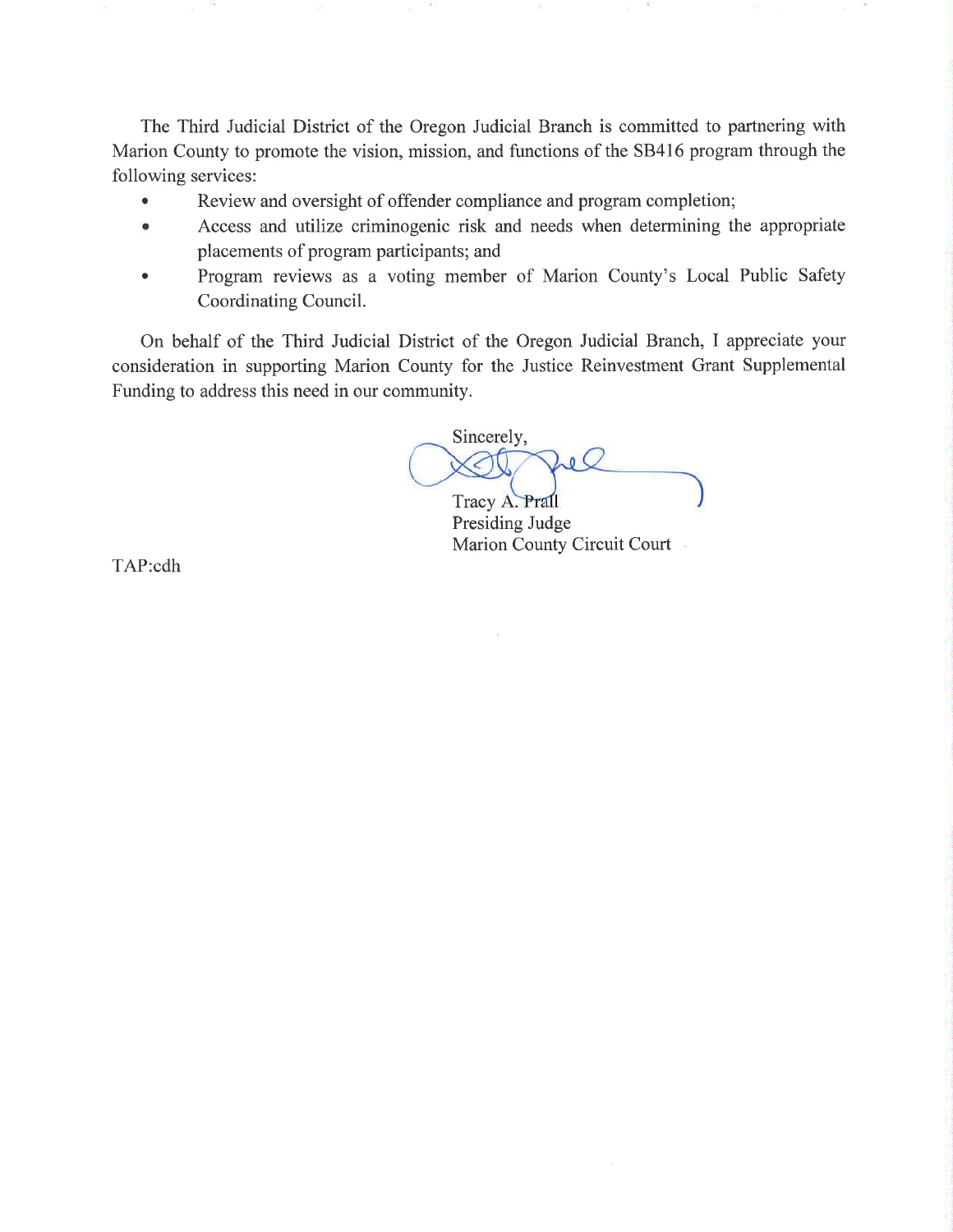The Third Judicial District of the Oregon Judicial Branch is committed to partnering with Marion County to promote the vision, mission, and functions of the SB416 program through the following services:

- Review and oversight of offender compliance and program completion;
- Access and utilize criminogenic risk and needs when determining the appropriate placements of program participants; and
- Program reviews as a voting member of Marion County's Local Public Safety Coordinating Council.

On behalf of the Third Judicial District of the Oregon Judicial Branch, I appreciate your consideration in supporting Marion County for the Justice Reinvestment Grant Supplemental Funding to address this need in our community.

Sincerely,

Tracy A. Prall
Presiding Judge
Marion County Circuit Court

TAP:cdh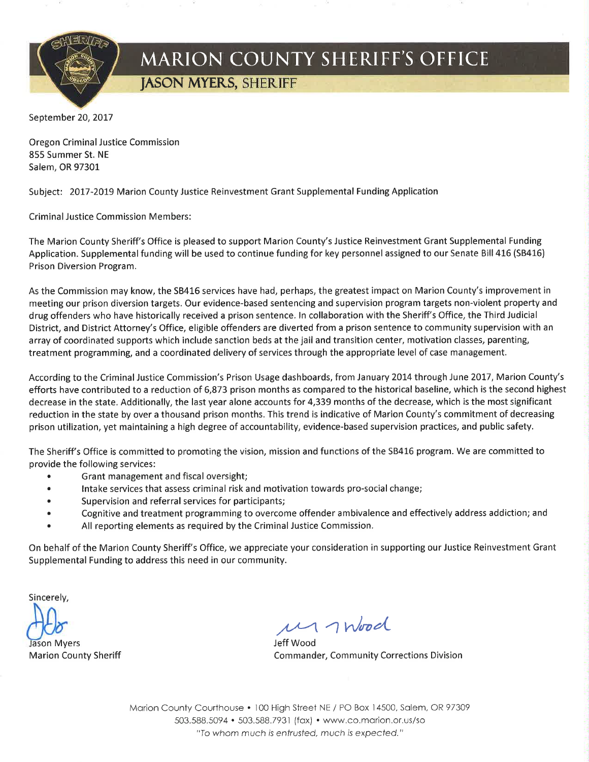# MARION COUNTY SHERIFF'S OFFICE

## JASON MYERS, SHERIFF

September 20, 2017

Oregon Criminal Justice Commission
855 Summer St. NE
Salem, OR 97301

Subject: 2017-2019 Marion County Justice Reinvestment Grant Supplemental Funding Application

Criminal Justice Commission Members:

The Marion County Sheriff's Office is pleased to support Marion County's Justice Reinvestment Grant Supplemental Funding Application. Supplemental funding will be used to continue funding for key personnel assigned to our Senate Bill 416 (SB416) Prison Diversion Program.

As the Commission may know, the SB416 services have had, perhaps, the greatest impact on Marion County's improvement in meeting our prison diversion targets. Our evidence-based sentencing and supervision program targets non-violent property and drug offenders who have historically received a prison sentence. In collaboration with the Sheriff's Office, the Third Judicial District, and District Attorney's Office, eligible offenders are diverted from a prison sentence to community supervision with an array of coordinated supports which include sanction beds at the jail and transition center, motivation classes, parenting, treatment programming, and a coordinated delivery of services through the appropriate level of case management.

According to the Criminal Justice Commission's Prison Usage dashboards, from January 2014 through June 2017, Marion County's efforts have contributed to a reduction of 6,873 prison months as compared to the historical baseline, which is the second highest decrease in the state. Additionally, the last year alone accounts for 4,339 months of the decrease, which is the most significant reduction in the state by over a thousand prison months. This trend is indicative of Marion County's commitment of decreasing prison utilization, yet maintaining a high degree of accountability, evidence-based supervision practices, and public safety.

The Sheriff's Office is committed to promoting the vision, mission and functions of the SB416 program. We are committed to provide the following services:

- Grant management and fiscal oversight;
- Intake services that assess criminal risk and motivation towards pro-social change;
- Supervision and referral services for participants;
- Cognitive and treatment programming to overcome offender ambivalence and effectively address addiction; and
- All reporting elements as required by the Criminal Justice Commission.

On behalf of the Marion County Sheriff's Office, we appreciate your consideration in supporting our Justice Reinvestment Grant Supplemental Funding to address this need in our community.

Sincerely,

Jason Myers
Marion County Sheriff

Jeff Wood
Commander, Community Corrections Division

Marion County Courthouse • 100 High Street NE / PO Box 14500, Salem, OR 97309
503.588.5094 • 503.588.7931 (fax) • www.co.marion.or.us/so
*"To whom much is entrusted, much is expected."*